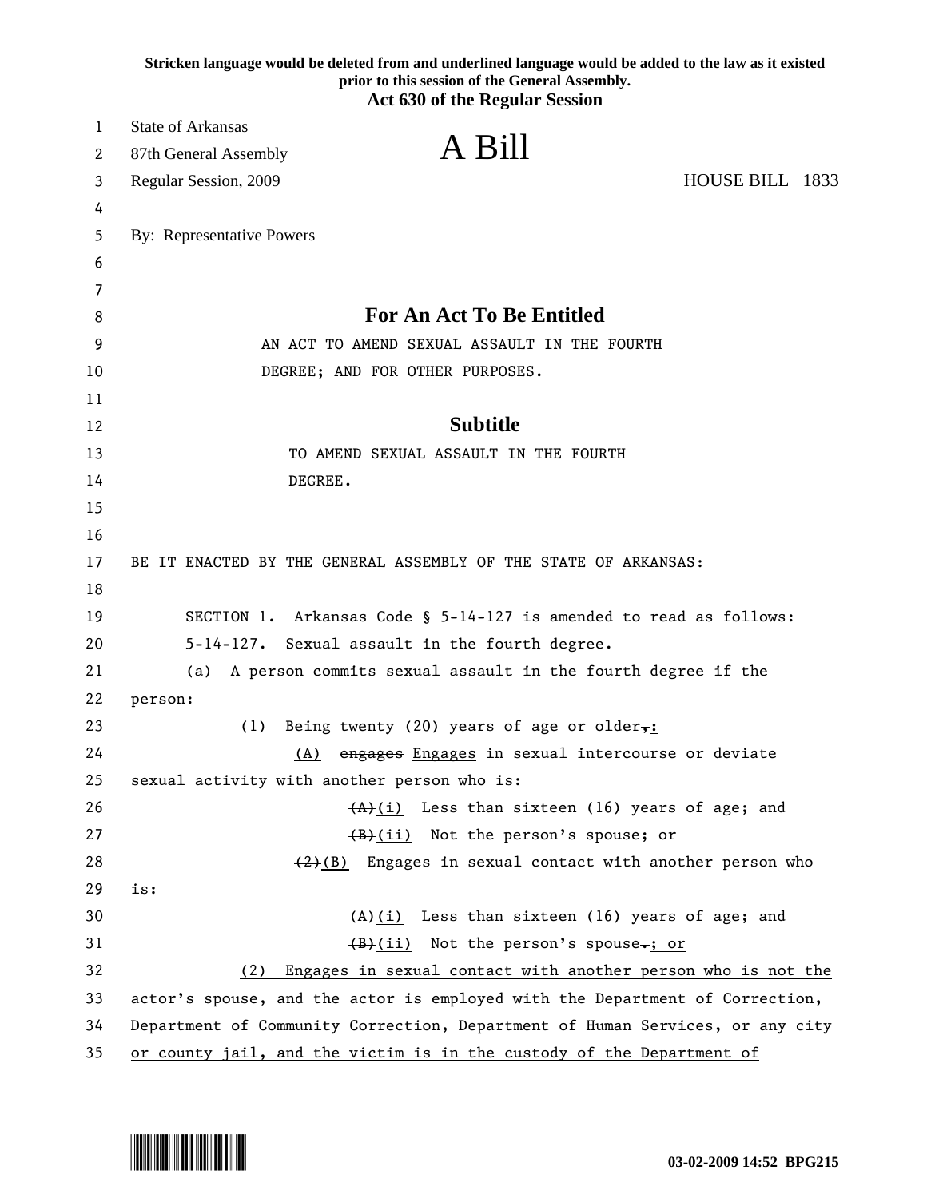**Stricken language would be deleted from and underlined language would be added to the law as it existed prior to this session of the General Assembly.**

**Act 630 of the Regular Session**

State of Arkansas
87th General Assembly
Regular Session, 2009

# A Bill

HOUSE BILL 1833

By: Representative Powers

## For An Act To Be Entitled

AN ACT TO AMEND SEXUAL ASSAULT IN THE FOURTH DEGREE; AND FOR OTHER PURPOSES.

## Subtitle

TO AMEND SEXUAL ASSAULT IN THE FOURTH DEGREE.

BE IT ENACTED BY THE GENERAL ASSEMBLY OF THE STATE OF ARKANSAS:

SECTION 1. Arkansas Code § 5-14-127 is amended to read as follows:

5-14-127. Sexual assault in the fourth degree.

(a) A person commits sexual assault in the fourth degree if the person:

(1) Being twenty (20) years of age or older~~,~~<u>:</u>

<u>(A)</u> ~~engages~~ <u>Engages</u> in sexual intercourse or deviate sexual activity with another person who is:

~~(A)~~<u>(i)</u> Less than sixteen (16) years of age; and

~~(B)~~<u>(ii)</u> Not the person's spouse; or

~~(2)~~<u>(B)</u> Engages in sexual contact with another person who is:

~~(A)~~<u>(i)</u> Less than sixteen (16) years of age; and

~~(B)~~<u>(ii)</u> Not the person's spouse~~.~~<u>; or</u>

<u>(2) Engages in sexual contact with another person who is not the actor's spouse, and the actor is employed with the Department of Correction, Department of Community Correction, Department of Human Services, or any city or county jail, and the victim is in the custody of the Department of</u>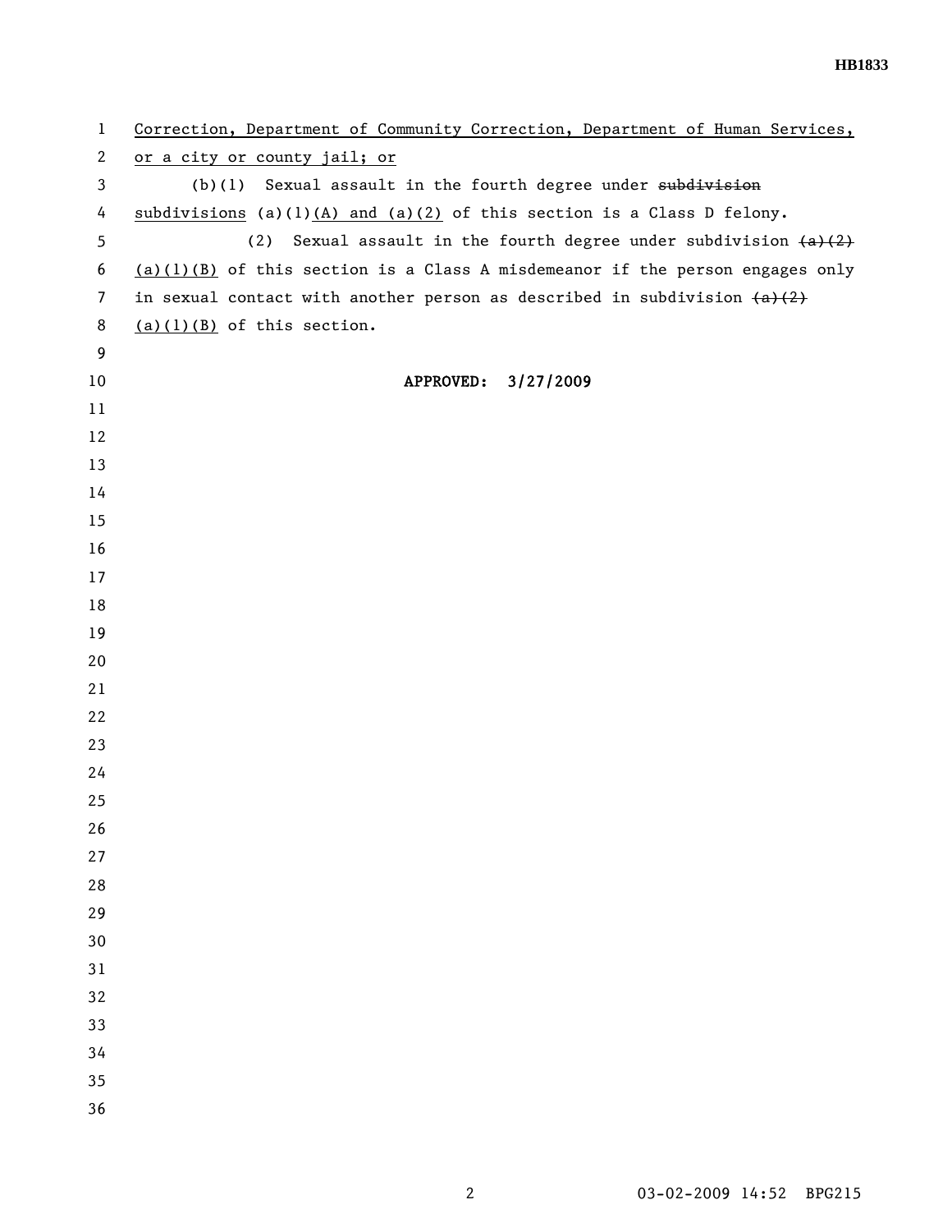Correction, Department of Community Correction, Department of Human Services, or a city or county jail; or

(b)(1) Sexual assault in the fourth degree under ~~subdivision~~ subdivisions (a)(1)(A) and (a)(2) of this section is a Class D felony.

(2) Sexual assault in the fourth degree under subdivision ~~(a)(2)~~ (a)(1)(B) of this section is a Class A misdemeanor if the person engages only in sexual contact with another person as described in subdivision ~~(a)(2)~~ (a)(1)(B) of this section.

**APPROVED: 3/27/2009**